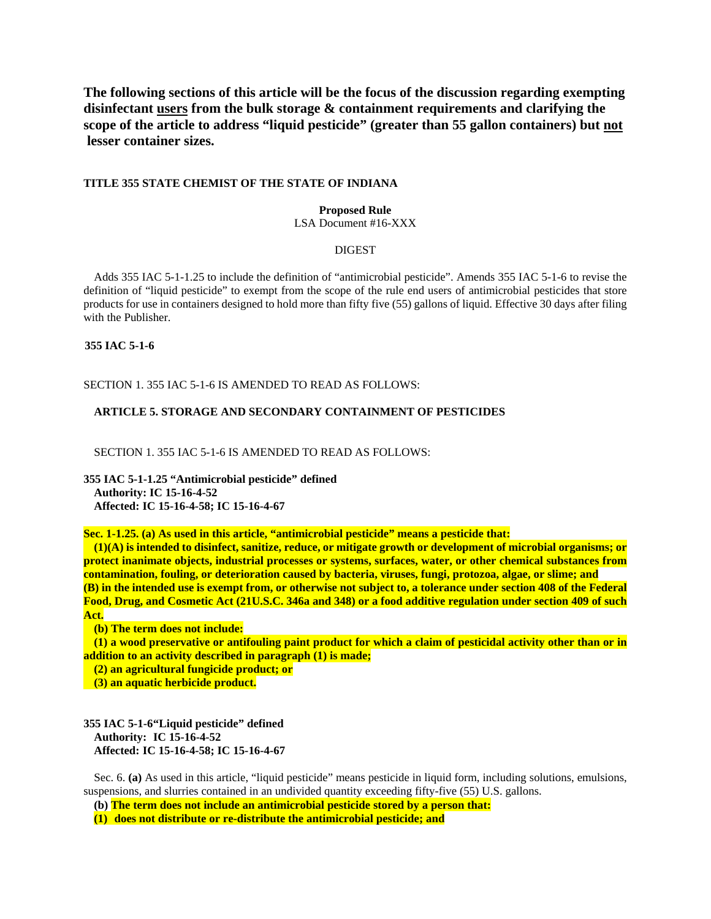**The following sections of this article will be the focus of the discussion regarding exempting disinfectant users from the bulk storage & containment requirements and clarifying the scope of the article to address "liquid pesticide" (greater than 55 gallon containers) but not lesser container sizes.**

**TITLE 355 STATE CHEMIST OF THE STATE OF INDIANA**

**Proposed Rule**
LSA Document #16-XXX

DIGEST

Adds 355 IAC 5-1-1.25 to include the definition of "antimicrobial pesticide". Amends 355 IAC 5-1-6 to revise the definition of "liquid pesticide" to exempt from the scope of the rule end users of antimicrobial pesticides that store products for use in containers designed to hold more than fifty five (55) gallons of liquid. Effective 30 days after filing with the Publisher.

**355 IAC 5-1-6**

SECTION 1. 355 IAC 5-1-6 IS AMENDED TO READ AS FOLLOWS:

**ARTICLE 5. STORAGE AND SECONDARY CONTAINMENT OF PESTICIDES**

SECTION 1. 355 IAC 5-1-6 IS AMENDED TO READ AS FOLLOWS:

**355 IAC 5-1-1.25 "Antimicrobial pesticide" defined**
**Authority: IC 15-16-4-52**
**Affected: IC 15-16-4-58; IC 15-16-4-67**

**Sec. 1-1.25. (a) As used in this article, "antimicrobial pesticide" means a pesticide that:**
**(1)(A) is intended to disinfect, sanitize, reduce, or mitigate growth or development of microbial organisms; or protect inanimate objects, industrial processes or systems, surfaces, water, or other chemical substances from contamination, fouling, or deterioration caused by bacteria, viruses, fungi, protozoa, algae, or slime; and**
**(B) in the intended use is exempt from, or otherwise not subject to, a tolerance under section 408 of the Federal Food, Drug, and Cosmetic Act (21U.S.C. 346a and 348) or a food additive regulation under section 409 of such Act.**
**(b) The term does not include:**
**(1) a wood preservative or antifouling paint product for which a claim of pesticidal activity other than or in addition to an activity described in paragraph (1) is made;**
**(2) an agricultural fungicide product; or**
**(3) an aquatic herbicide product.**

**355 IAC 5-1-6"Liquid pesticide" defined**
**Authority: IC 15-16-4-52**
**Affected: IC 15-16-4-58; IC 15-16-4-67**

Sec. 6. **(a)** As used in this article, "liquid pesticide" means pesticide in liquid form, including solutions, emulsions, suspensions, and slurries contained in an undivided quantity exceeding fifty-five (55) U.S. gallons.
**(b) The term does not include an antimicrobial pesticide stored by a person that:**
**(1) does not distribute or re-distribute the antimicrobial pesticide; and**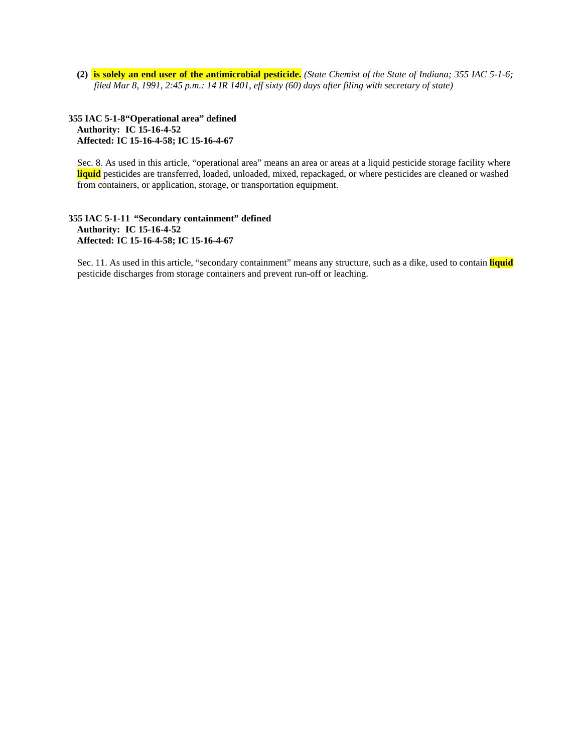**(2) is solely an end user of the antimicrobial pesticide.** *(State Chemist of the State of Indiana; 355 IAC 5-1-6; filed Mar 8, 1991, 2:45 p.m.: 14 IR 1401, eff sixty (60) days after filing with secretary of state)*

**355 IAC 5-1-8"Operational area" defined**
**Authority: IC 15-16-4-52**
**Affected: IC 15-16-4-58; IC 15-16-4-67**

Sec. 8. As used in this article, "operational area" means an area or areas at a liquid pesticide storage facility where **liquid** pesticides are transferred, loaded, unloaded, mixed, repackaged, or where pesticides are cleaned or washed from containers, or application, storage, or transportation equipment.

**355 IAC 5-1-11 "Secondary containment" defined**
**Authority: IC 15-16-4-52**
**Affected: IC 15-16-4-58; IC 15-16-4-67**

Sec. 11. As used in this article, "secondary containment" means any structure, such as a dike, used to contain **liquid** pesticide discharges from storage containers and prevent run-off or leaching.